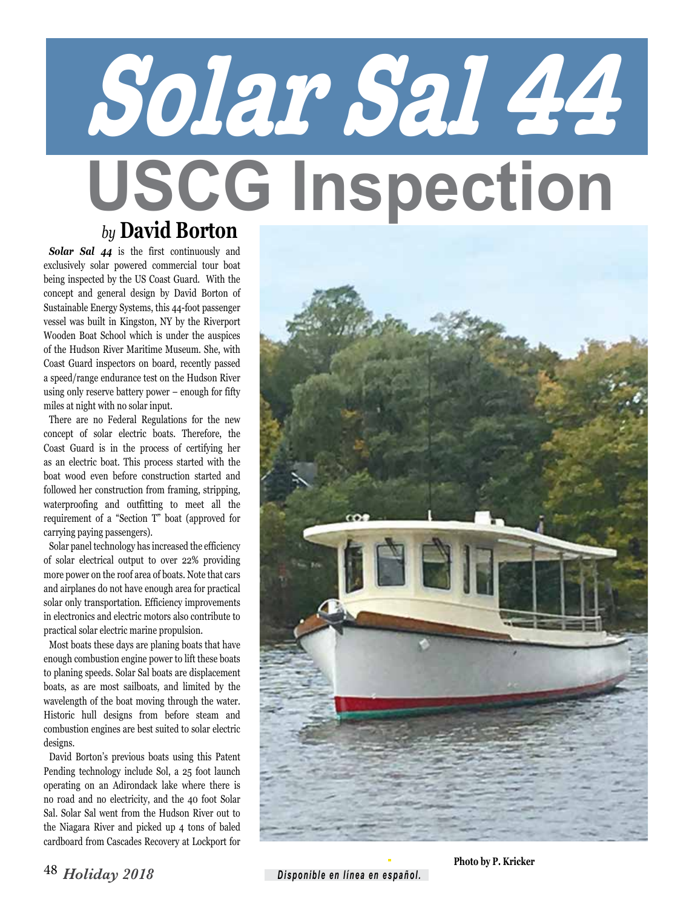# Solar Sal 44

## USCG Inspection

*by* **David Borton**

***Solar Sal 44*** is the first continuously and exclusively solar powered commercial tour boat being inspected by the US Coast Guard. With the concept and general design by David Borton of Sustainable Energy Systems, this 44-foot passenger vessel was built in Kingston, NY by the Riverport Wooden Boat School which is under the auspices of the Hudson River Maritime Museum. She, with Coast Guard inspectors on board, recently passed a speed/range endurance test on the Hudson River using only reserve battery power – enough for fifty miles at night with no solar input.

There are no Federal Regulations for the new concept of solar electric boats. Therefore, the Coast Guard is in the process of certifying her as an electric boat. This process started with the boat wood even before construction started and followed her construction from framing, stripping, waterproofing and outfitting to meet all the requirement of a "Section T" boat (approved for carrying paying passengers).

Solar panel technology has increased the efficiency of solar electrical output to over 22% providing more power on the roof area of boats. Note that cars and airplanes do not have enough area for practical solar only transportation. Efficiency improvements in electronics and electric motors also contribute to practical solar electric marine propulsion.

Most boats these days are planing boats that have enough combustion engine power to lift these boats to planing speeds. Solar Sal boats are displacement boats, as are most sailboats, and limited by the wavelength of the boat moving through the water. Historic hull designs from before steam and combustion engines are best suited to solar electric designs.

David Borton's previous boats using this Patent Pending technology include Sol, a 25 foot launch operating on an Adirondack lake where there is no road and no electricity, and the 40 foot Solar Sal. Solar Sal went from the Hudson River out to the Niagara River and picked up 4 tons of baled cardboard from Cascades Recovery at Lockport for

Photo by P. Kricker

*Disponible en línea en español.*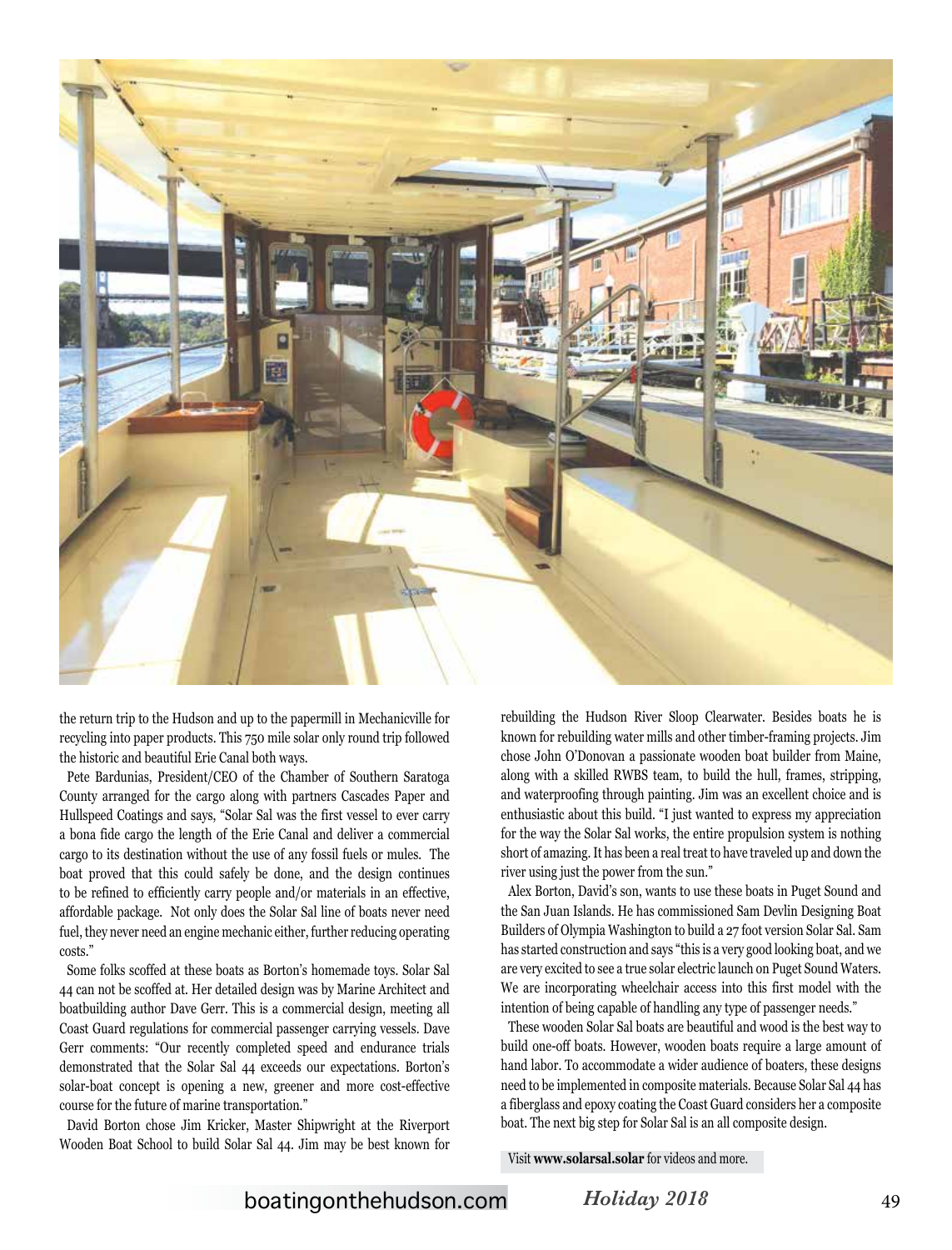the return trip to the Hudson and up to the papermill in Mechanicville for recycling into paper products. This 750 mile solar only round trip followed the historic and beautiful Erie Canal both ways.

Pete Bardunias, President/CEO of the Chamber of Southern Saratoga County arranged for the cargo along with partners Cascades Paper and Hullspeed Coatings and says, "Solar Sal was the first vessel to ever carry a bona fide cargo the length of the Erie Canal and deliver a commercial cargo to its destination without the use of any fossil fuels or mules. The boat proved that this could safely be done, and the design continues to be refined to efficiently carry people and/or materials in an effective, affordable package. Not only does the Solar Sal line of boats never need fuel, they never need an engine mechanic either, further reducing operating costs."

Some folks scoffed at these boats as Borton's homemade toys. Solar Sal 44 can not be scoffed at. Her detailed design was by Marine Architect and boatbuilding author Dave Gerr. This is a commercial design, meeting all Coast Guard regulations for commercial passenger carrying vessels. Dave Gerr comments: "Our recently completed speed and endurance trials demonstrated that the Solar Sal 44 exceeds our expectations. Borton's solar-boat concept is opening a new, greener and more cost-effective course for the future of marine transportation."

David Borton chose Jim Kricker, Master Shipwright at the Riverport Wooden Boat School to build Solar Sal 44. Jim may be best known for rebuilding the Hudson River Sloop Clearwater. Besides boats he is known for rebuilding water mills and other timber-framing projects. Jim chose John O'Donovan a passionate wooden boat builder from Maine, along with a skilled RWBS team, to build the hull, frames, stripping, and waterproofing through painting. Jim was an excellent choice and is enthusiastic about this build. "I just wanted to express my appreciation for the way the Solar Sal works, the entire propulsion system is nothing short of amazing. It has been a real treat to have traveled up and down the river using just the power from the sun."

Alex Borton, David's son, wants to use these boats in Puget Sound and the San Juan Islands. He has commissioned Sam Devlin Designing Boat Builders of Olympia Washington to build a 27 foot version Solar Sal. Sam has started construction and says "this is a very good looking boat, and we are very excited to see a true solar electric launch on Puget Sound Waters. We are incorporating wheelchair access into this first model with the intention of being capable of handling any type of passenger needs."

These wooden Solar Sal boats are beautiful and wood is the best way to build one-off boats. However, wooden boats require a large amount of hand labor. To accommodate a wider audience of boaters, these designs need to be implemented in composite materials. Because Solar Sal 44 has a fiberglass and epoxy coating the Coast Guard considers her a composite boat. The next big step for Solar Sal is an all composite design.

Visit **www.solarsal.solar** for videos and more.